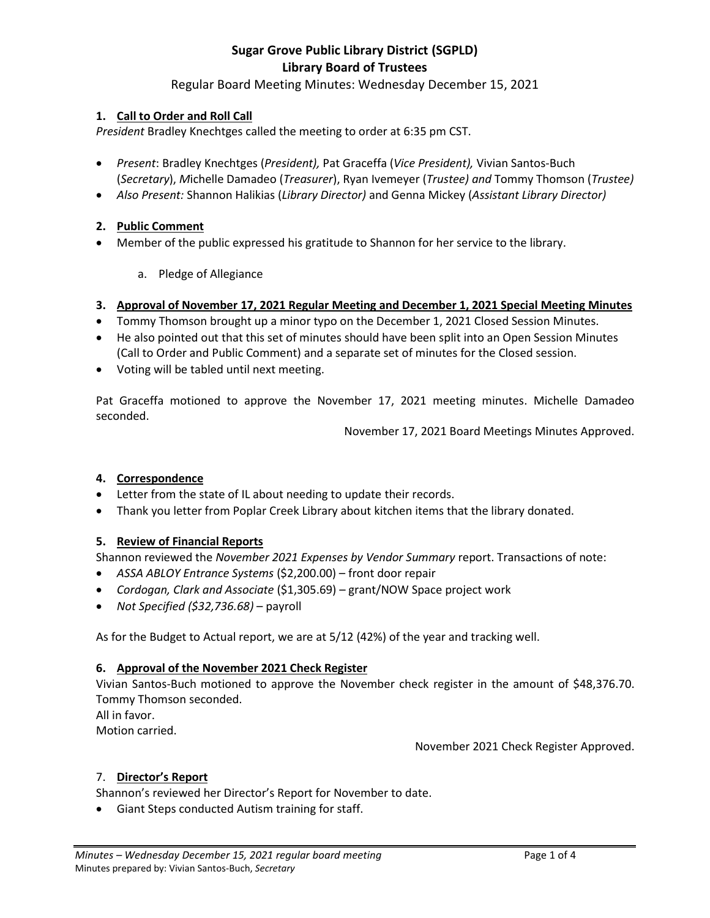# Sugar Grove Public Library District (SGPLD)
# Library Board of Trustees

Regular Board Meeting Minutes: Wednesday December 15, 2021

## 1. Call to Order and Roll Call

*President* Bradley Knechtges called the meeting to order at 6:35 pm CST.

- *Present*: Bradley Knechtges (*President),* Pat Graceffa (*Vice President),* Vivian Santos-Buch (*Secretary*), *M*ichelle Damadeo (*Treasurer*), Ryan Ivemeyer (*Trustee) and* Tommy Thomson (*Trustee)*
- *Also Present:* Shannon Halikias (*Library Director)* and Genna Mickey (*Assistant Library Director)*

## 2. Public Comment

- Member of the public expressed his gratitude to Shannon for her service to the library.
    a. Pledge of Allegiance

## 3. Approval of November 17, 2021 Regular Meeting and December 1, 2021 Special Meeting Minutes

- Tommy Thomson brought up a minor typo on the December 1, 2021 Closed Session Minutes.
- He also pointed out that this set of minutes should have been split into an Open Session Minutes (Call to Order and Public Comment) and a separate set of minutes for the Closed session.
- Voting will be tabled until next meeting.

Pat Graceffa motioned to approve the November 17, 2021 meeting minutes. Michelle Damadeo seconded.

November 17, 2021 Board Meetings Minutes Approved.

## 4. Correspondence

- Letter from the state of IL about needing to update their records.
- Thank you letter from Poplar Creek Library about kitchen items that the library donated.

## 5. Review of Financial Reports

Shannon reviewed the *November 2021 Expenses by Vendor Summary* report. Transactions of note:

- *ASSA ABLOY Entrance Systems* ($2,200.00) – front door repair
- *Cordogan, Clark and Associate* ($1,305.69) – grant/NOW Space project work
- *Not Specified ($32,736.68)* – payroll

As for the Budget to Actual report, we are at 5/12 (42%) of the year and tracking well.

## 6. Approval of the November 2021 Check Register

Vivian Santos-Buch motioned to approve the November check register in the amount of $48,376.70. Tommy Thomson seconded.
All in favor.
Motion carried.

November 2021 Check Register Approved.

## 7. Director's Report

Shannon's reviewed her Director's Report for November to date.

- Giant Steps conducted Autism training for staff.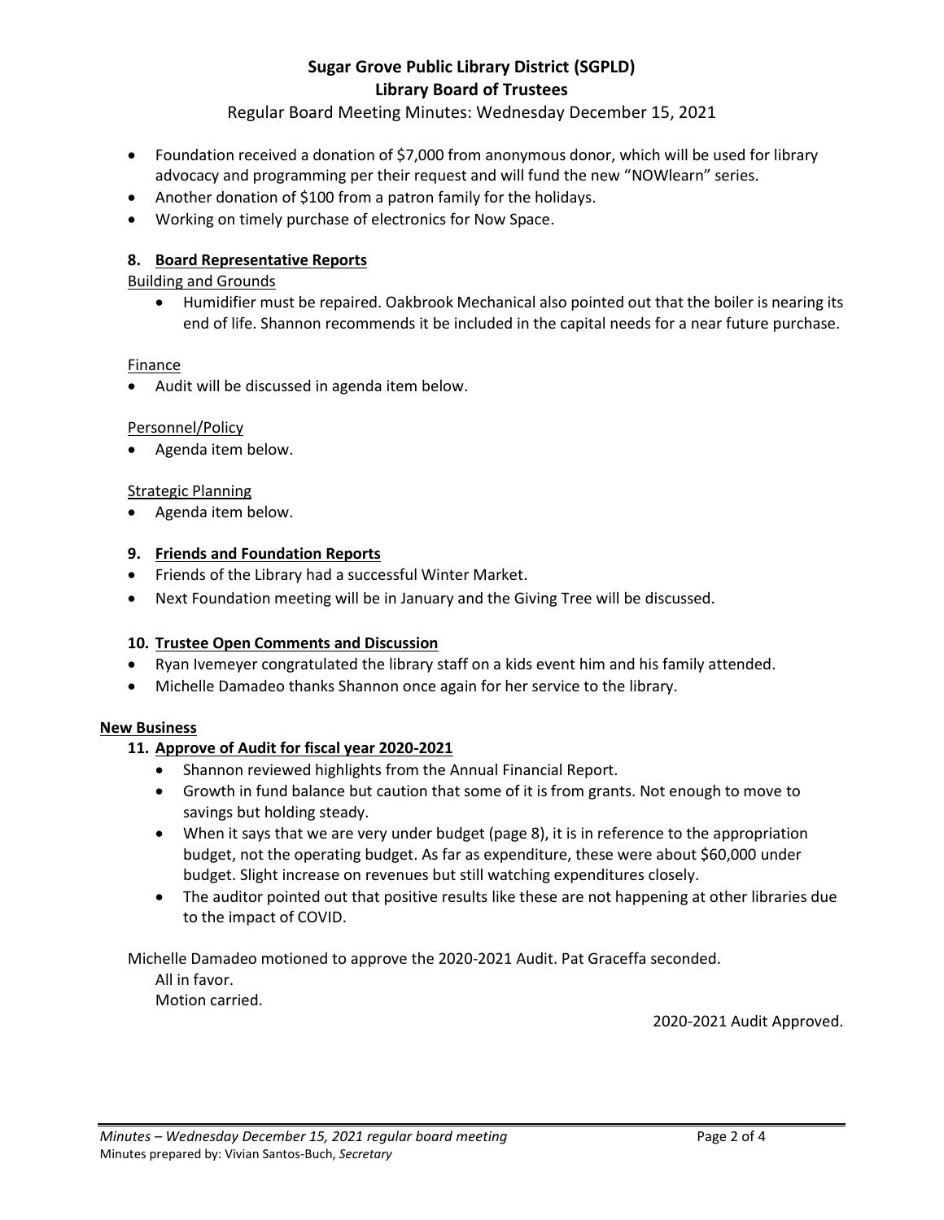# Sugar Grove Public Library District (SGPLD)
## Library Board of Trustees

Regular Board Meeting Minutes: Wednesday December 15, 2021

- Foundation received a donation of $7,000 from anonymous donor, which will be used for library advocacy and programming per their request and will fund the new "NOWlearn" series.
- Another donation of $100 from a patron family for the holidays.
- Working on timely purchase of electronics for Now Space.

### 8. Board Representative Reports

Building and Grounds

- Humidifier must be repaired. Oakbrook Mechanical also pointed out that the boiler is nearing its end of life. Shannon recommends it be included in the capital needs for a near future purchase.

Finance

- Audit will be discussed in agenda item below.

Personnel/Policy

- Agenda item below.

Strategic Planning

- Agenda item below.

### 9. Friends and Foundation Reports

- Friends of the Library had a successful Winter Market.
- Next Foundation meeting will be in January and the Giving Tree will be discussed.

### 10. Trustee Open Comments and Discussion

- Ryan Ivemeyer congratulated the library staff on a kids event him and his family attended.
- Michelle Damadeo thanks Shannon once again for her service to the library.

## New Business

### 11. Approve of Audit for fiscal year 2020-2021

- Shannon reviewed highlights from the Annual Financial Report.
- Growth in fund balance but caution that some of it is from grants. Not enough to move to savings but holding steady.
- When it says that we are very under budget (page 8), it is in reference to the appropriation budget, not the operating budget. As far as expenditure, these were about $60,000 under budget. Slight increase on revenues but still watching expenditures closely.
- The auditor pointed out that positive results like these are not happening at other libraries due to the impact of COVID.

Michelle Damadeo motioned to approve the 2020-2021 Audit. Pat Graceffa seconded.

All in favor.

Motion carried.

2020-2021 Audit Approved.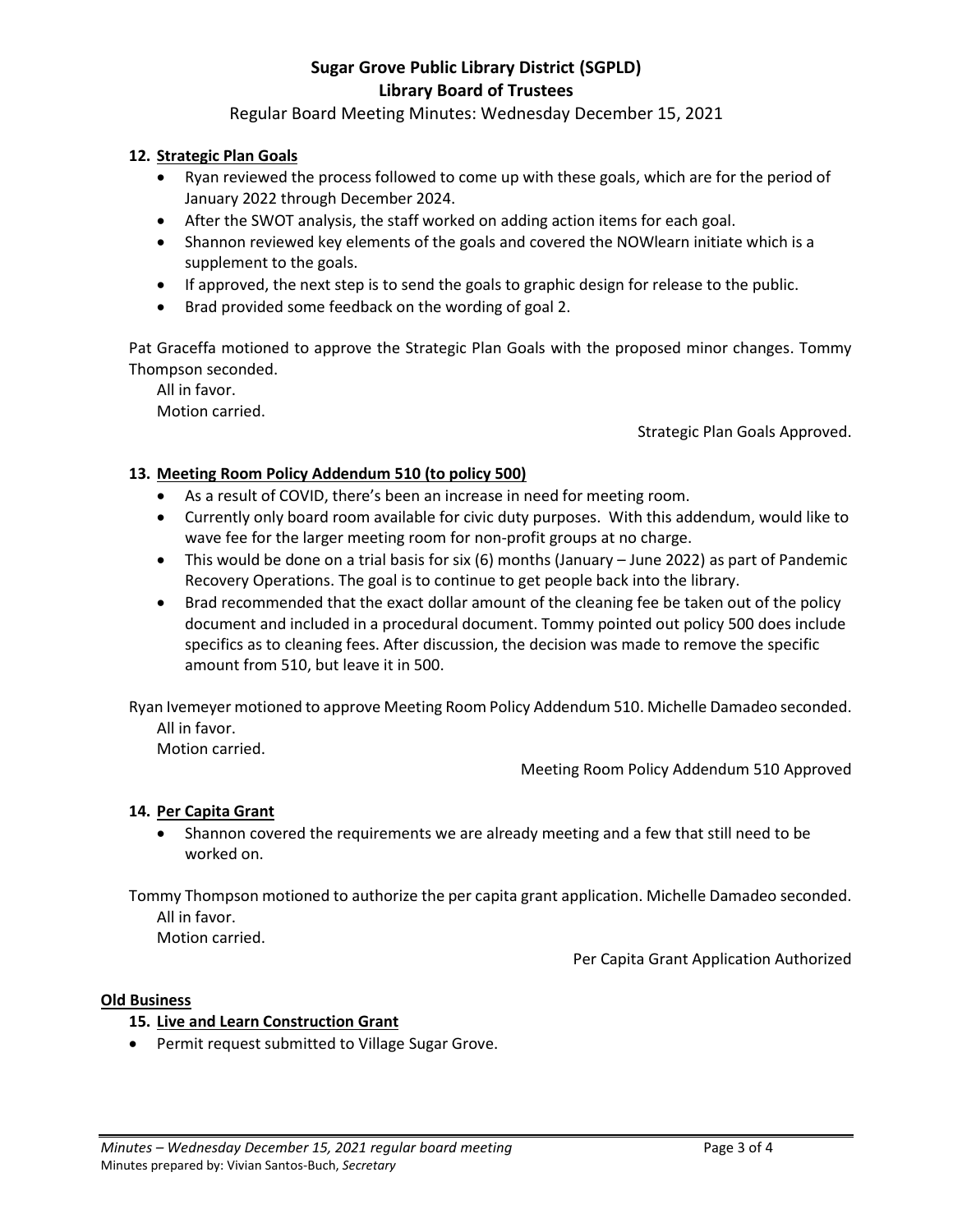# Sugar Grove Public Library District (SGPLD)
## Library Board of Trustees

Regular Board Meeting Minutes: Wednesday December 15, 2021

**12. Strategic Plan Goals**

- Ryan reviewed the process followed to come up with these goals, which are for the period of January 2022 through December 2024.
- After the SWOT analysis, the staff worked on adding action items for each goal.
- Shannon reviewed key elements of the goals and covered the NOWlearn initiate which is a supplement to the goals.
- If approved, the next step is to send the goals to graphic design for release to the public.
- Brad provided some feedback on the wording of goal 2.

Pat Graceffa motioned to approve the Strategic Plan Goals with the proposed minor changes. Tommy Thompson seconded.

All in favor.
Motion carried.

Strategic Plan Goals Approved.

**13. Meeting Room Policy Addendum 510 (to policy 500)**

- As a result of COVID, there's been an increase in need for meeting room.
- Currently only board room available for civic duty purposes. With this addendum, would like to wave fee for the larger meeting room for non-profit groups at no charge.
- This would be done on a trial basis for six (6) months (January – June 2022) as part of Pandemic Recovery Operations. The goal is to continue to get people back into the library.
- Brad recommended that the exact dollar amount of the cleaning fee be taken out of the policy document and included in a procedural document. Tommy pointed out policy 500 does include specifics as to cleaning fees. After discussion, the decision was made to remove the specific amount from 510, but leave it in 500.

Ryan Ivemeyer motioned to approve Meeting Room Policy Addendum 510. Michelle Damadeo seconded.

All in favor.
Motion carried.

Meeting Room Policy Addendum 510 Approved

**14. Per Capita Grant**

- Shannon covered the requirements we are already meeting and a few that still need to be worked on.

Tommy Thompson motioned to authorize the per capita grant application. Michelle Damadeo seconded.

All in favor.
Motion carried.

Per Capita Grant Application Authorized

**Old Business**

**15. Live and Learn Construction Grant**

- Permit request submitted to Village Sugar Grove.

*Minutes – Wednesday December 15, 2021 regular board meeting*
Minutes prepared by: Vivian Santos-Buch, *Secretary*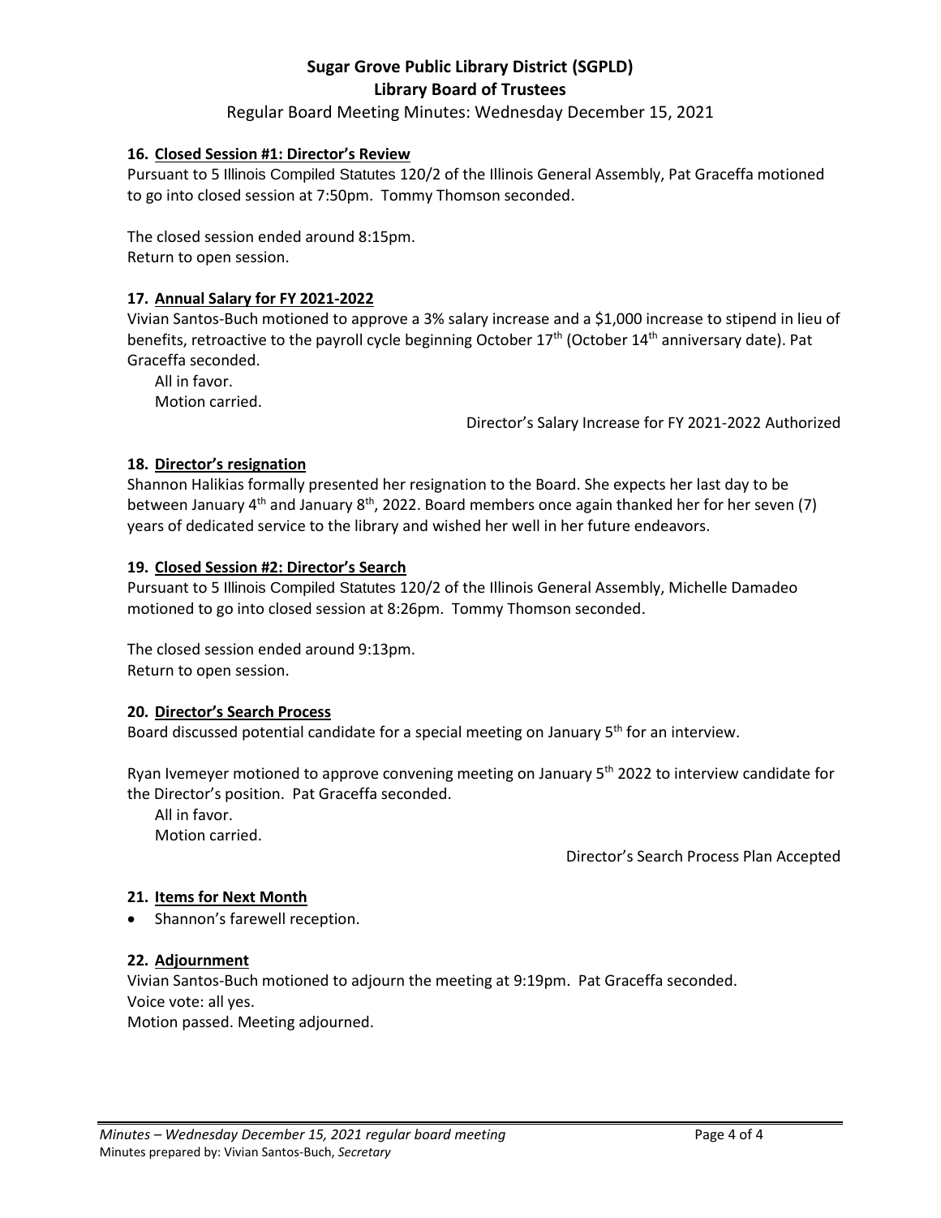# Sugar Grove Public Library District (SGPLD)
## Library Board of Trustees

Regular Board Meeting Minutes: Wednesday December 15, 2021

### 16. Closed Session #1: Director's Review

Pursuant to 5 Illinois Compiled Statutes 120/2 of the Illinois General Assembly, Pat Graceffa motioned to go into closed session at 7:50pm. Tommy Thomson seconded.

The closed session ended around 8:15pm.
Return to open session.

### 17. Annual Salary for FY 2021-2022

Vivian Santos-Buch motioned to approve a 3% salary increase and a $1,000 increase to stipend in lieu of benefits, retroactive to the payroll cycle beginning October 17th (October 14th anniversary date). Pat Graceffa seconded.

All in favor.
Motion carried.

Director's Salary Increase for FY 2021-2022 Authorized

### 18. Director's resignation

Shannon Halikias formally presented her resignation to the Board. She expects her last day to be between January 4th and January 8th, 2022. Board members once again thanked her for her seven (7) years of dedicated service to the library and wished her well in her future endeavors.

### 19. Closed Session #2: Director's Search

Pursuant to 5 Illinois Compiled Statutes 120/2 of the Illinois General Assembly, Michelle Damadeo motioned to go into closed session at 8:26pm. Tommy Thomson seconded.

The closed session ended around 9:13pm.
Return to open session.

### 20. Director's Search Process

Board discussed potential candidate for a special meeting on January 5th for an interview.

Ryan Ivemeyer motioned to approve convening meeting on January 5th 2022 to interview candidate for the Director's position. Pat Graceffa seconded.

All in favor.
Motion carried.

Director's Search Process Plan Accepted

### 21. Items for Next Month

- Shannon's farewell reception.

### 22. Adjournment

Vivian Santos-Buch motioned to adjourn the meeting at 9:19pm. Pat Graceffa seconded.
Voice vote: all yes.
Motion passed. Meeting adjourned.

*Minutes – Wednesday December 15, 2021 regular board meeting*
Minutes prepared by: Vivian Santos-Buch, *Secretary*